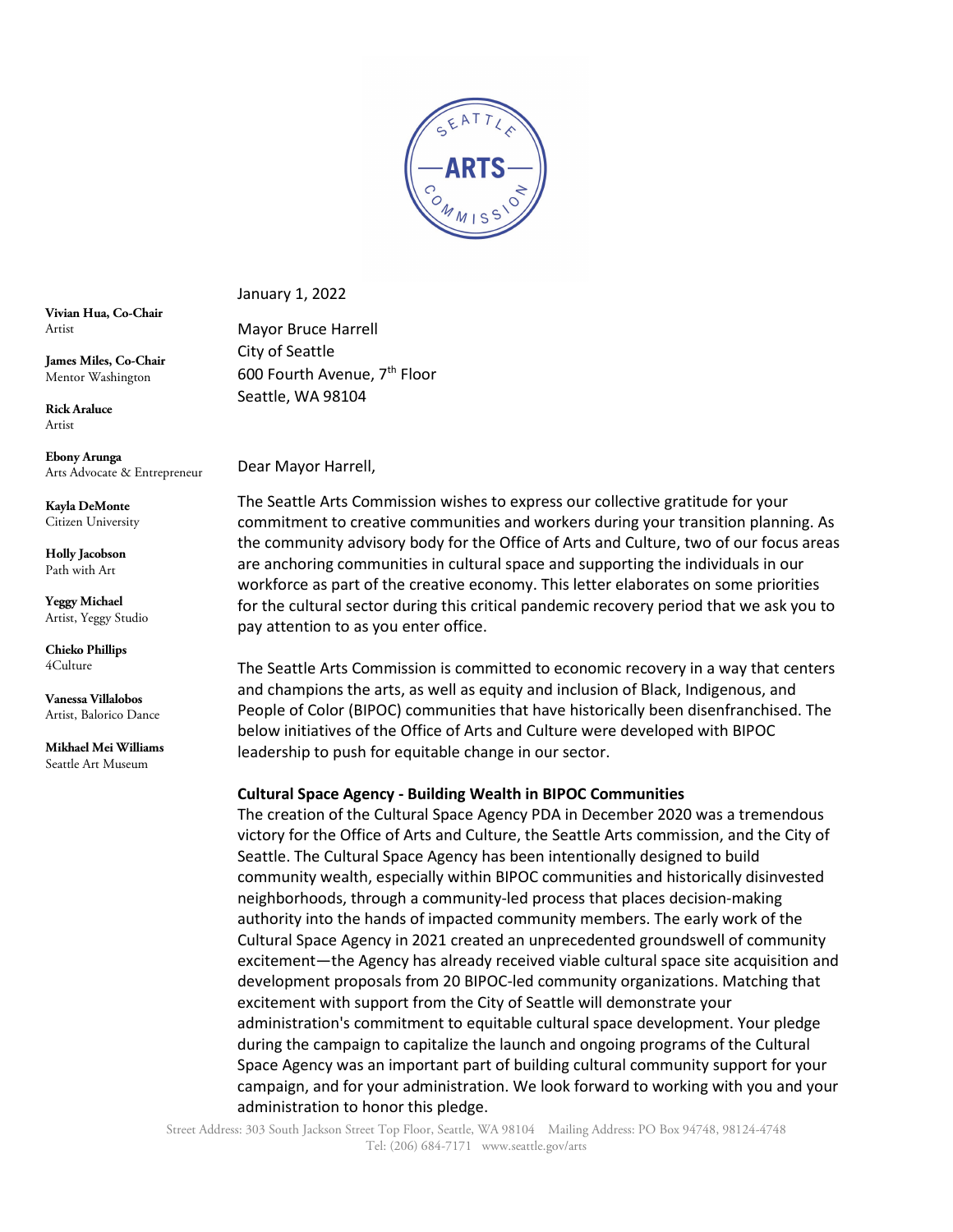January 1, 2022

Mayor Bruce Harrell
City of Seattle
600 Fourth Avenue, 7th Floor
Seattle, WA 98104

**Vivian Hua, Co-Chair**
Artist

**James Miles, Co-Chair**
Mentor Washington

**Rick Araluce**
Artist

**Ebony Arunga**
Arts Advocate & Entrepreneur

**Kayla DeMonte**
Citizen University

**Holly Jacobson**
Path with Art

**Yeggy Michael**
Artist, Yeggy Studio

**Chieko Phillips**
4Culture

**Vanessa Villalobos**
Artist, Balorico Dance

**Mikhael Mei Williams**
Seattle Art Museum

Dear Mayor Harrell,

The Seattle Arts Commission wishes to express our collective gratitude for your commitment to creative communities and workers during your transition planning. As the community advisory body for the Office of Arts and Culture, two of our focus areas are anchoring communities in cultural space and supporting the individuals in our workforce as part of the creative economy. This letter elaborates on some priorities for the cultural sector during this critical pandemic recovery period that we ask you to pay attention to as you enter office.

The Seattle Arts Commission is committed to economic recovery in a way that centers and champions the arts, as well as equity and inclusion of Black, Indigenous, and People of Color (BIPOC) communities that have historically been disenfranchised. The below initiatives of the Office of Arts and Culture were developed with BIPOC leadership to push for equitable change in our sector.

**Cultural Space Agency - Building Wealth in BIPOC Communities**

The creation of the Cultural Space Agency PDA in December 2020 was a tremendous victory for the Office of Arts and Culture, the Seattle Arts commission, and the City of Seattle. The Cultural Space Agency has been intentionally designed to build community wealth, especially within BIPOC communities and historically disinvested neighborhoods, through a community-led process that places decision-making authority into the hands of impacted community members. The early work of the Cultural Space Agency in 2021 created an unprecedented groundswell of community excitement—the Agency has already received viable cultural space site acquisition and development proposals from 20 BIPOC-led community organizations. Matching that excitement with support from the City of Seattle will demonstrate your administration's commitment to equitable cultural space development. Your pledge during the campaign to capitalize the launch and ongoing programs of the Cultural Space Agency was an important part of building cultural community support for your campaign, and for your administration. We look forward to working with you and your administration to honor this pledge.

Street Address: 303 South Jackson Street Top Floor, Seattle, WA 98104 Mailing Address: PO Box 94748, 98124-4748
Tel: (206) 684-7171 www.seattle.gov/arts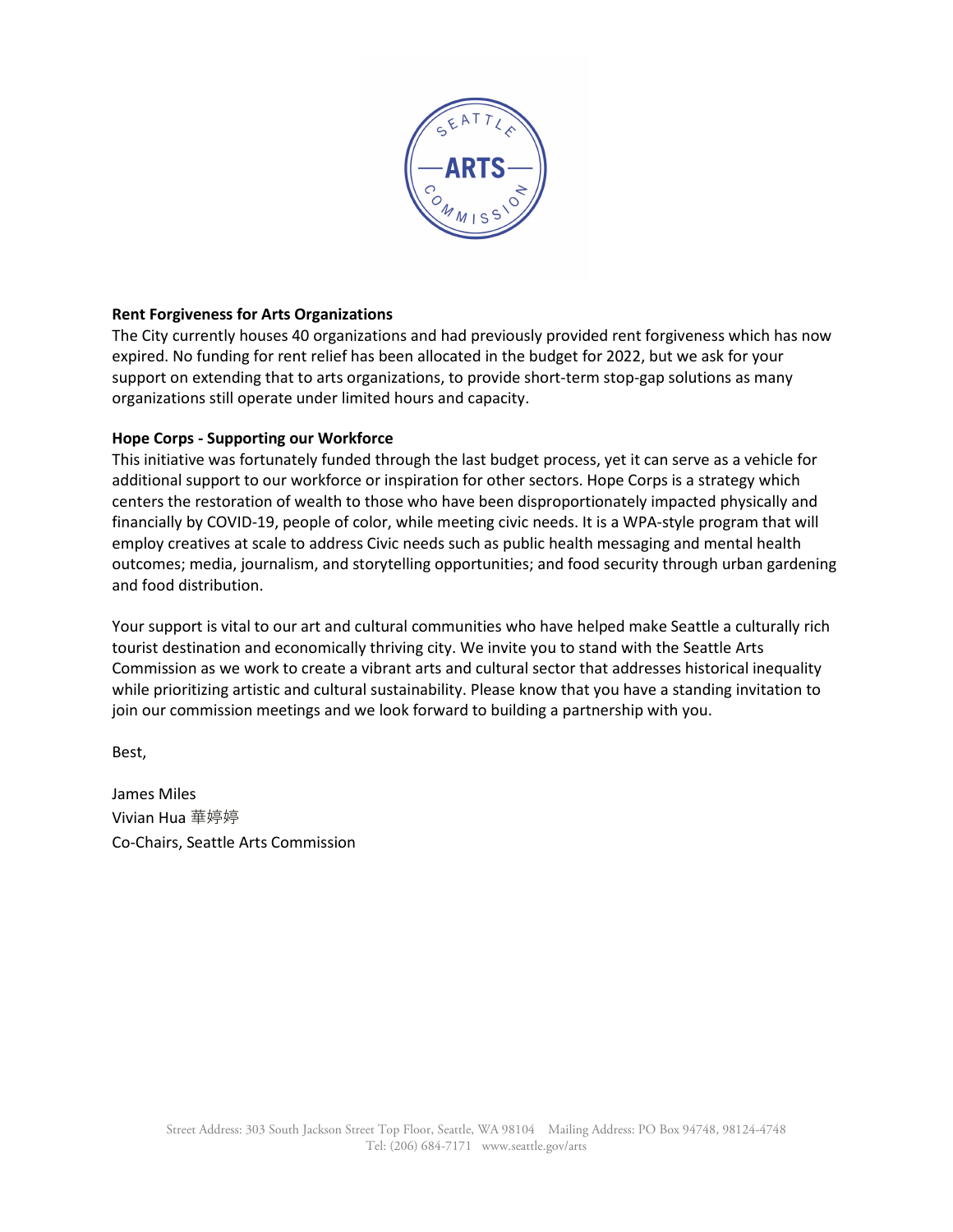**Rent Forgiveness for Arts Organizations**

The City currently houses 40 organizations and had previously provided rent forgiveness which has now expired. No funding for rent relief has been allocated in the budget for 2022, but we ask for your support on extending that to arts organizations, to provide short-term stop-gap solutions as many organizations still operate under limited hours and capacity.

**Hope Corps - Supporting our Workforce**

This initiative was fortunately funded through the last budget process, yet it can serve as a vehicle for additional support to our workforce or inspiration for other sectors. Hope Corps is a strategy which centers the restoration of wealth to those who have been disproportionately impacted physically and financially by COVID-19, people of color, while meeting civic needs. It is a WPA-style program that will employ creatives at scale to address Civic needs such as public health messaging and mental health outcomes; media, journalism, and storytelling opportunities; and food security through urban gardening and food distribution.

Your support is vital to our art and cultural communities who have helped make Seattle a culturally rich tourist destination and economically thriving city. We invite you to stand with the Seattle Arts Commission as we work to create a vibrant arts and cultural sector that addresses historical inequality while prioritizing artistic and cultural sustainability. Please know that you have a standing invitation to join our commission meetings and we look forward to building a partnership with you.

Best,

James Miles
Vivian Hua 華婷婷
Co-Chairs, Seattle Arts Commission

Street Address: 303 South Jackson Street Top Floor, Seattle, WA 98104 Mailing Address: PO Box 94748, 98124-4748
Tel: (206) 684-7171 www.seattle.gov/arts